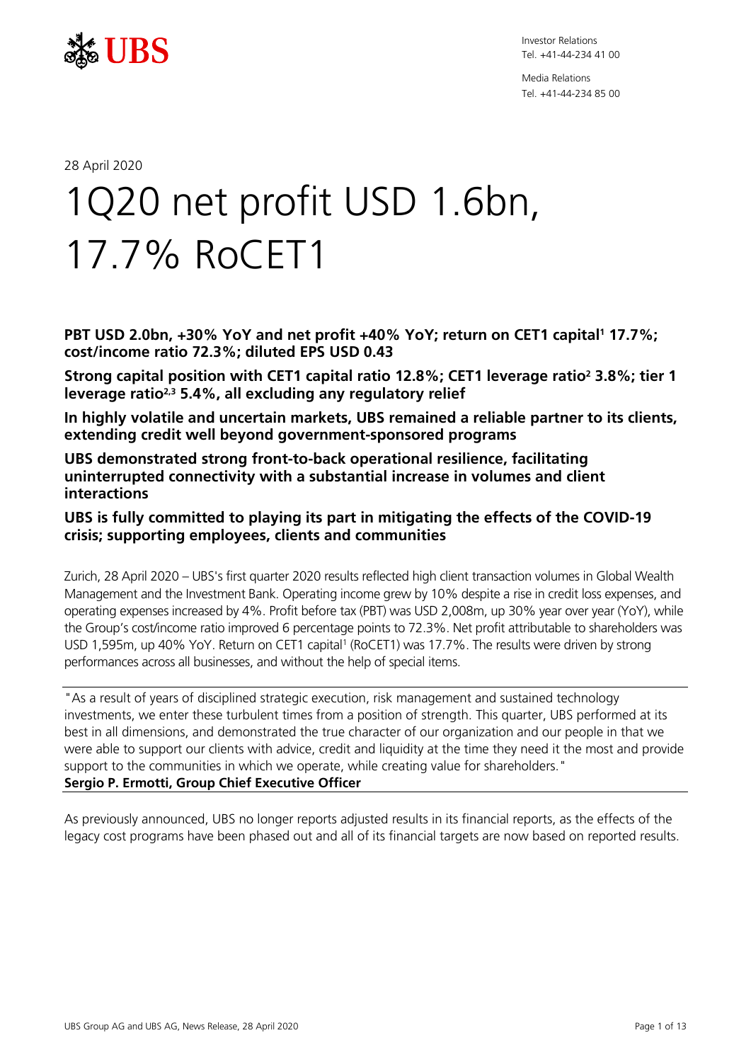Investor Relations
Tel. +41-44-234 41 00

Media Relations
Tel. +41-44-234 85 00

28 April 2020

# 1Q20 net profit USD 1.6bn, 17.7% RoCET1

**PBT USD 2.0bn, +30% YoY and net profit +40% YoY; return on CET1 capital[1] 17.7%; cost/income ratio 72.3%; diluted EPS USD 0.43**

**Strong capital position with CET1 capital ratio 12.8%; CET1 leverage ratio[2] 3.8%; tier 1 leverage ratio[2,3] 5.4%, all excluding any regulatory relief**

**In highly volatile and uncertain markets, UBS remained a reliable partner to its clients, extending credit well beyond government-sponsored programs**

**UBS demonstrated strong front-to-back operational resilience, facilitating uninterrupted connectivity with a substantial increase in volumes and client interactions**

**UBS is fully committed to playing its part in mitigating the effects of the COVID-19 crisis; supporting employees, clients and communities**

Zurich, 28 April 2020 – UBS's first quarter 2020 results reflected high client transaction volumes in Global Wealth Management and the Investment Bank. Operating income grew by 10% despite a rise in credit loss expenses, and operating expenses increased by 4%. Profit before tax (PBT) was USD 2,008m, up 30% year over year (YoY), while the Group's cost/income ratio improved 6 percentage points to 72.3%. Net profit attributable to shareholders was USD 1,595m, up 40% YoY. Return on CET1 capital[1] (RoCET1) was 17.7%. The results were driven by strong performances across all businesses, and without the help of special items.

"As a result of years of disciplined strategic execution, risk management and sustained technology investments, we enter these turbulent times from a position of strength. This quarter, UBS performed at its best in all dimensions, and demonstrated the true character of our organization and our people in that we were able to support our clients with advice, credit and liquidity at the time they need it the most and provide support to the communities in which we operate, while creating value for shareholders."
**Sergio P. Ermotti, Group Chief Executive Officer**

As previously announced, UBS no longer reports adjusted results in its financial reports, as the effects of the legacy cost programs have been phased out and all of its financial targets are now based on reported results.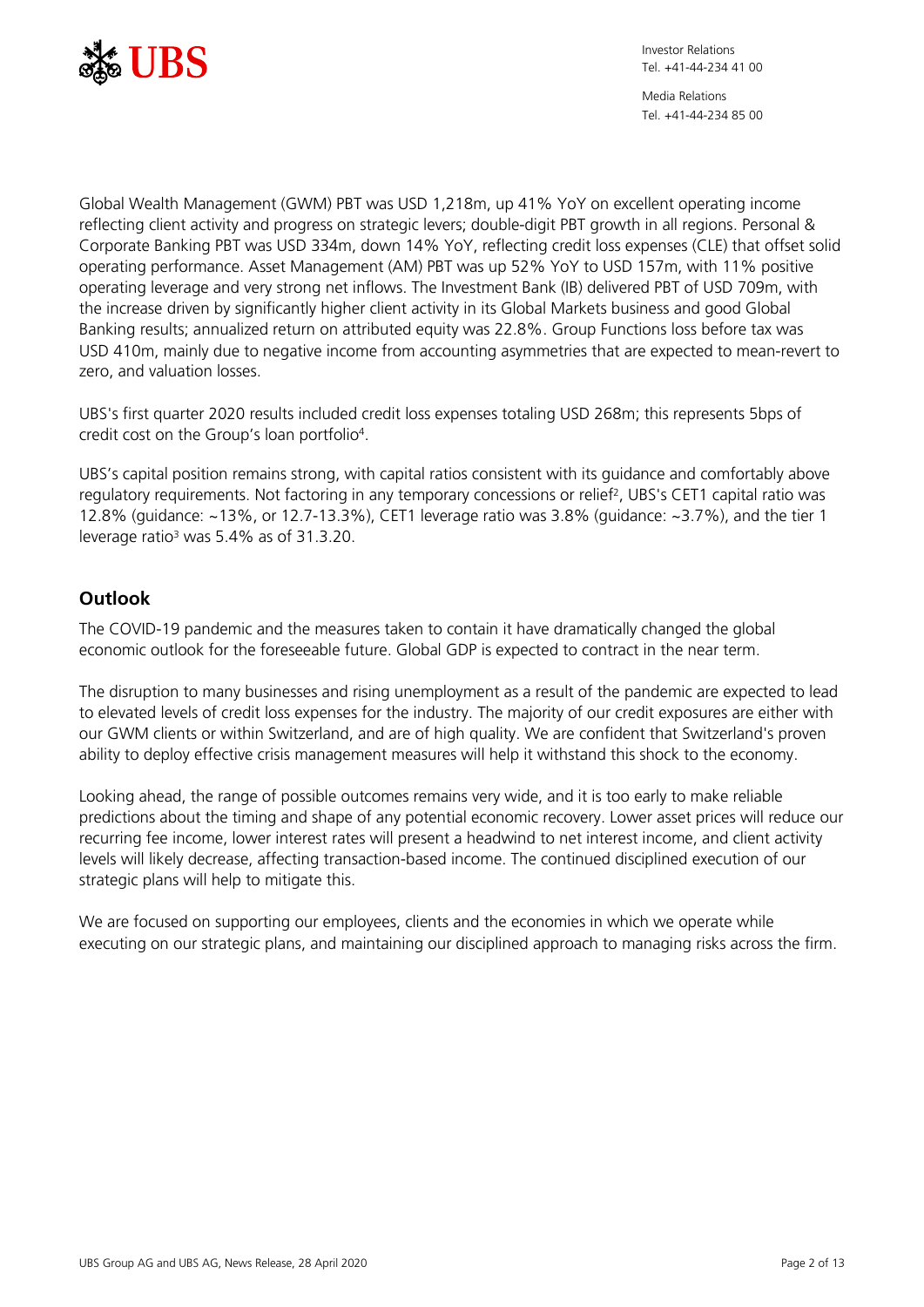Global Wealth Management (GWM) PBT was USD 1,218m, up 41% YoY on excellent operating income reflecting client activity and progress on strategic levers; double-digit PBT growth in all regions. Personal & Corporate Banking PBT was USD 334m, down 14% YoY, reflecting credit loss expenses (CLE) that offset solid operating performance. Asset Management (AM) PBT was up 52% YoY to USD 157m, with 11% positive operating leverage and very strong net inflows. The Investment Bank (IB) delivered PBT of USD 709m, with the increase driven by significantly higher client activity in its Global Markets business and good Global Banking results; annualized return on attributed equity was 22.8%. Group Functions loss before tax was USD 410m, mainly due to negative income from accounting asymmetries that are expected to mean-revert to zero, and valuation losses.

UBS's first quarter 2020 results included credit loss expenses totaling USD 268m; this represents 5bps of credit cost on the Group's loan portfolio[4].

UBS's capital position remains strong, with capital ratios consistent with its guidance and comfortably above regulatory requirements. Not factoring in any temporary concessions or relief[2], UBS's CET1 capital ratio was 12.8% (guidance: ~13%, or 12.7-13.3%), CET1 leverage ratio was 3.8% (guidance: ~3.7%), and the tier 1 leverage ratio[3] was 5.4% as of 31.3.20.

## Outlook

The COVID-19 pandemic and the measures taken to contain it have dramatically changed the global economic outlook for the foreseeable future. Global GDP is expected to contract in the near term.

The disruption to many businesses and rising unemployment as a result of the pandemic are expected to lead to elevated levels of credit loss expenses for the industry. The majority of our credit exposures are either with our GWM clients or within Switzerland, and are of high quality. We are confident that Switzerland's proven ability to deploy effective crisis management measures will help it withstand this shock to the economy.

Looking ahead, the range of possible outcomes remains very wide, and it is too early to make reliable predictions about the timing and shape of any potential economic recovery. Lower asset prices will reduce our recurring fee income, lower interest rates will present a headwind to net interest income, and client activity levels will likely decrease, affecting transaction-based income. The continued disciplined execution of our strategic plans will help to mitigate this.

We are focused on supporting our employees, clients and the economies in which we operate while executing on our strategic plans, and maintaining our disciplined approach to managing risks across the firm.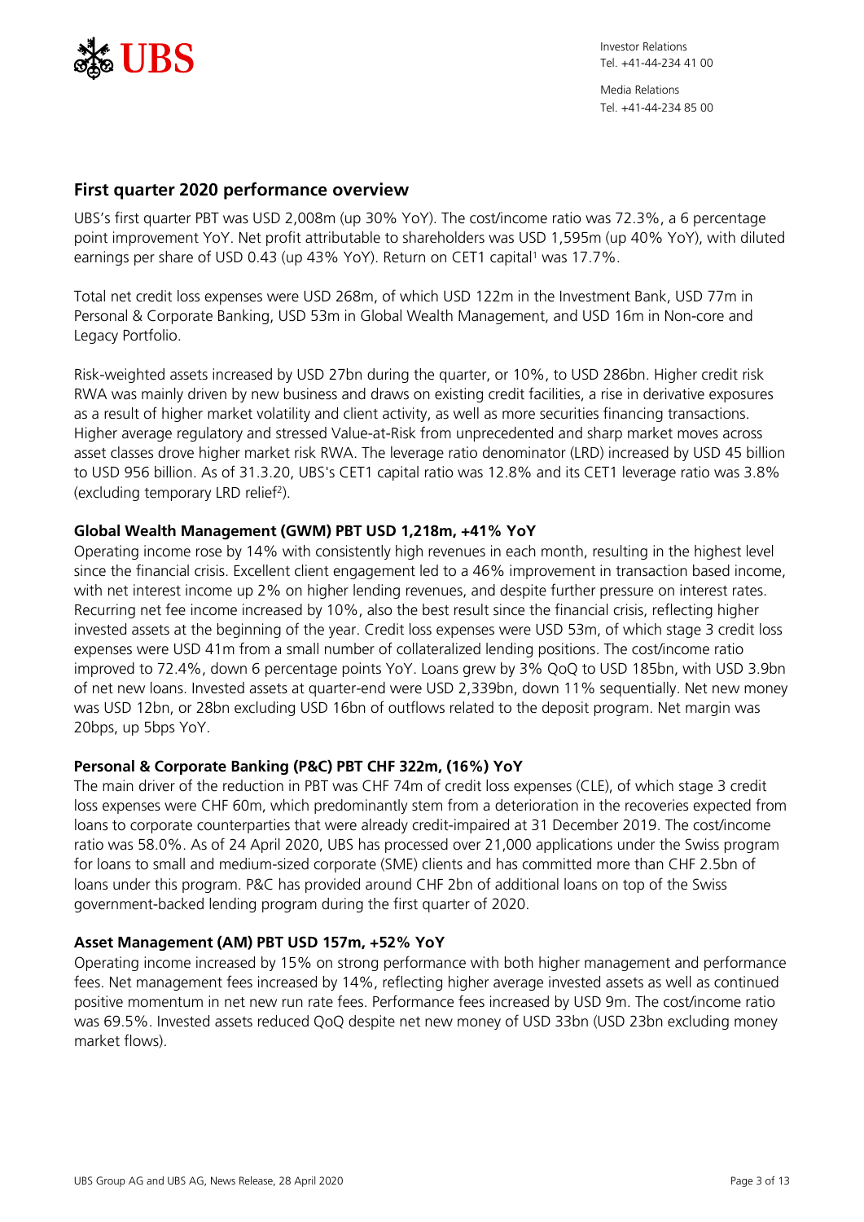## First quarter 2020 performance overview

UBS's first quarter PBT was USD 2,008m (up 30% YoY). The cost/income ratio was 72.3%, a 6 percentage point improvement YoY. Net profit attributable to shareholders was USD 1,595m (up 40% YoY), with diluted earnings per share of USD 0.43 (up 43% YoY). Return on CET1 capital[1] was 17.7%.

Total net credit loss expenses were USD 268m, of which USD 122m in the Investment Bank, USD 77m in Personal & Corporate Banking, USD 53m in Global Wealth Management, and USD 16m in Non-core and Legacy Portfolio.

Risk-weighted assets increased by USD 27bn during the quarter, or 10%, to USD 286bn. Higher credit risk RWA was mainly driven by new business and draws on existing credit facilities, a rise in derivative exposures as a result of higher market volatility and client activity, as well as more securities financing transactions. Higher average regulatory and stressed Value-at-Risk from unprecedented and sharp market moves across asset classes drove higher market risk RWA. The leverage ratio denominator (LRD) increased by USD 45 billion to USD 956 billion. As of 31.3.20, UBS's CET1 capital ratio was 12.8% and its CET1 leverage ratio was 3.8% (excluding temporary LRD relief[2]).

### Global Wealth Management (GWM) PBT USD 1,218m, +41% YoY

Operating income rose by 14% with consistently high revenues in each month, resulting in the highest level since the financial crisis. Excellent client engagement led to a 46% improvement in transaction based income, with net interest income up 2% on higher lending revenues, and despite further pressure on interest rates. Recurring net fee income increased by 10%, also the best result since the financial crisis, reflecting higher invested assets at the beginning of the year. Credit loss expenses were USD 53m, of which stage 3 credit loss expenses were USD 41m from a small number of collateralized lending positions. The cost/income ratio improved to 72.4%, down 6 percentage points YoY. Loans grew by 3% QoQ to USD 185bn, with USD 3.9bn of net new loans. Invested assets at quarter-end were USD 2,339bn, down 11% sequentially. Net new money was USD 12bn, or 28bn excluding USD 16bn of outflows related to the deposit program. Net margin was 20bps, up 5bps YoY.

### Personal & Corporate Banking (P&C) PBT CHF 322m, (16%) YoY

The main driver of the reduction in PBT was CHF 74m of credit loss expenses (CLE), of which stage 3 credit loss expenses were CHF 60m, which predominantly stem from a deterioration in the recoveries expected from loans to corporate counterparties that were already credit-impaired at 31 December 2019. The cost/income ratio was 58.0%. As of 24 April 2020, UBS has processed over 21,000 applications under the Swiss program for loans to small and medium-sized corporate (SME) clients and has committed more than CHF 2.5bn of loans under this program. P&C has provided around CHF 2bn of additional loans on top of the Swiss government-backed lending program during the first quarter of 2020.

### Asset Management (AM) PBT USD 157m, +52% YoY

Operating income increased by 15% on strong performance with both higher management and performance fees. Net management fees increased by 14%, reflecting higher average invested assets as well as continued positive momentum in net new run rate fees. Performance fees increased by USD 9m. The cost/income ratio was 69.5%. Invested assets reduced QoQ despite net new money of USD 33bn (USD 23bn excluding money market flows).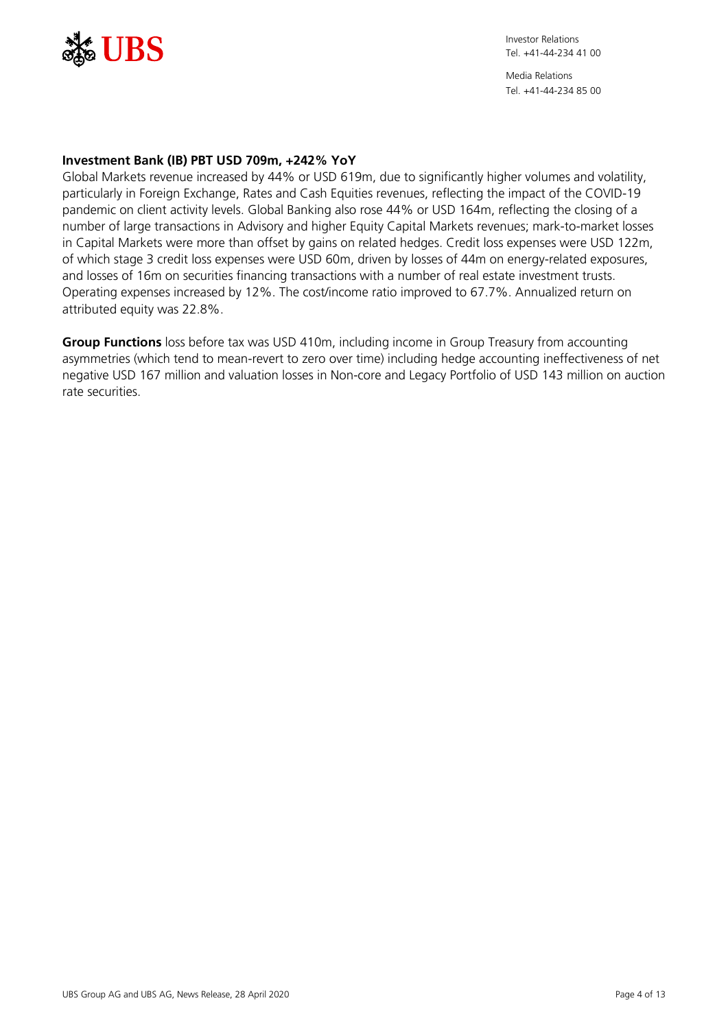**Investment Bank (IB) PBT USD 709m, +242% YoY**

Global Markets revenue increased by 44% or USD 619m, due to significantly higher volumes and volatility, particularly in Foreign Exchange, Rates and Cash Equities revenues, reflecting the impact of the COVID-19 pandemic on client activity levels. Global Banking also rose 44% or USD 164m, reflecting the closing of a number of large transactions in Advisory and higher Equity Capital Markets revenues; mark-to-market losses in Capital Markets were more than offset by gains on related hedges. Credit loss expenses were USD 122m, of which stage 3 credit loss expenses were USD 60m, driven by losses of 44m on energy-related exposures, and losses of 16m on securities financing transactions with a number of real estate investment trusts. Operating expenses increased by 12%. The cost/income ratio improved to 67.7%. Annualized return on attributed equity was 22.8%.

**Group Functions** loss before tax was USD 410m, including income in Group Treasury from accounting asymmetries (which tend to mean-revert to zero over time) including hedge accounting ineffectiveness of net negative USD 167 million and valuation losses in Non-core and Legacy Portfolio of USD 143 million on auction rate securities.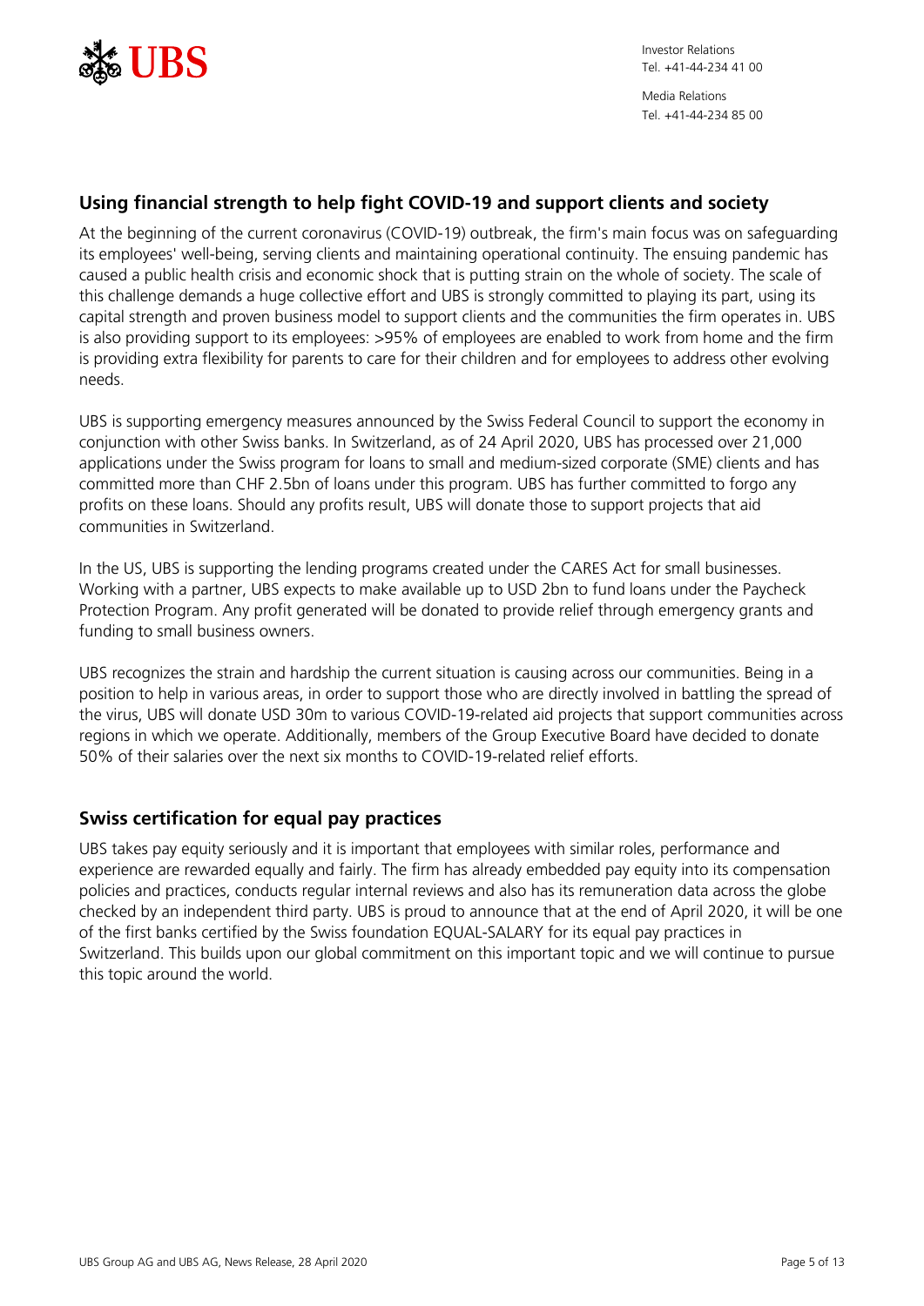## Using financial strength to help fight COVID-19 and support clients and society

At the beginning of the current coronavirus (COVID-19) outbreak, the firm's main focus was on safeguarding its employees' well-being, serving clients and maintaining operational continuity. The ensuing pandemic has caused a public health crisis and economic shock that is putting strain on the whole of society. The scale of this challenge demands a huge collective effort and UBS is strongly committed to playing its part, using its capital strength and proven business model to support clients and the communities the firm operates in. UBS is also providing support to its employees: >95% of employees are enabled to work from home and the firm is providing extra flexibility for parents to care for their children and for employees to address other evolving needs.

UBS is supporting emergency measures announced by the Swiss Federal Council to support the economy in conjunction with other Swiss banks. In Switzerland, as of 24 April 2020, UBS has processed over 21,000 applications under the Swiss program for loans to small and medium-sized corporate (SME) clients and has committed more than CHF 2.5bn of loans under this program. UBS has further committed to forgo any profits on these loans. Should any profits result, UBS will donate those to support projects that aid communities in Switzerland.

In the US, UBS is supporting the lending programs created under the CARES Act for small businesses. Working with a partner, UBS expects to make available up to USD 2bn to fund loans under the Paycheck Protection Program. Any profit generated will be donated to provide relief through emergency grants and funding to small business owners.

UBS recognizes the strain and hardship the current situation is causing across our communities. Being in a position to help in various areas, in order to support those who are directly involved in battling the spread of the virus, UBS will donate USD 30m to various COVID-19-related aid projects that support communities across regions in which we operate. Additionally, members of the Group Executive Board have decided to donate 50% of their salaries over the next six months to COVID-19-related relief efforts.

## Swiss certification for equal pay practices

UBS takes pay equity seriously and it is important that employees with similar roles, performance and experience are rewarded equally and fairly. The firm has already embedded pay equity into its compensation policies and practices, conducts regular internal reviews and also has its remuneration data across the globe checked by an independent third party. UBS is proud to announce that at the end of April 2020, it will be one of the first banks certified by the Swiss foundation EQUAL-SALARY for its equal pay practices in Switzerland. This builds upon our global commitment on this important topic and we will continue to pursue this topic around the world.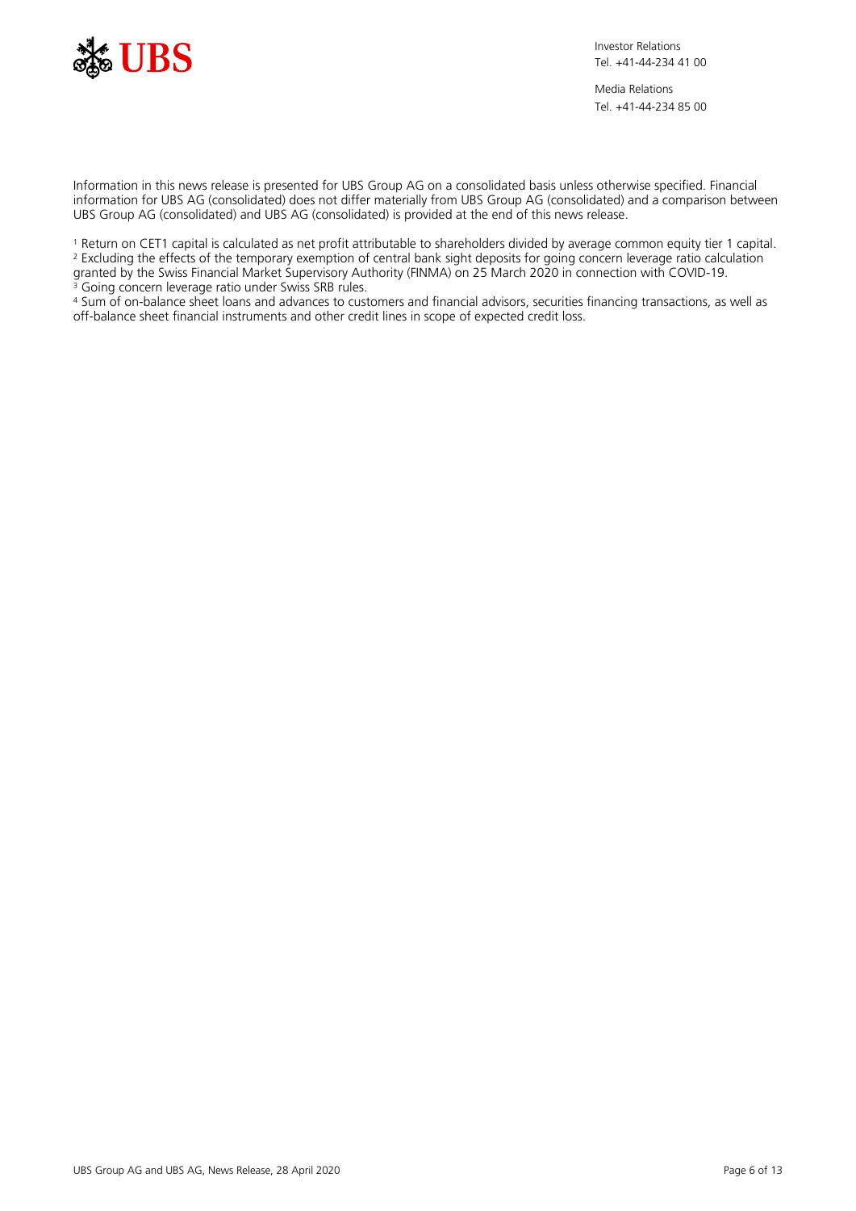Information in this news release is presented for UBS Group AG on a consolidated basis unless otherwise specified. Financial information for UBS AG (consolidated) does not differ materially from UBS Group AG (consolidated) and a comparison between UBS Group AG (consolidated) and UBS AG (consolidated) is provided at the end of this news release.

[1] Return on CET1 capital is calculated as net profit attributable to shareholders divided by average common equity tier 1 capital.
[2] Excluding the effects of the temporary exemption of central bank sight deposits for going concern leverage ratio calculation granted by the Swiss Financial Market Supervisory Authority (FINMA) on 25 March 2020 in connection with COVID-19.
[3] Going concern leverage ratio under Swiss SRB rules.
[4] Sum of on-balance sheet loans and advances to customers and financial advisors, securities financing transactions, as well as off-balance sheet financial instruments and other credit lines in scope of expected credit loss.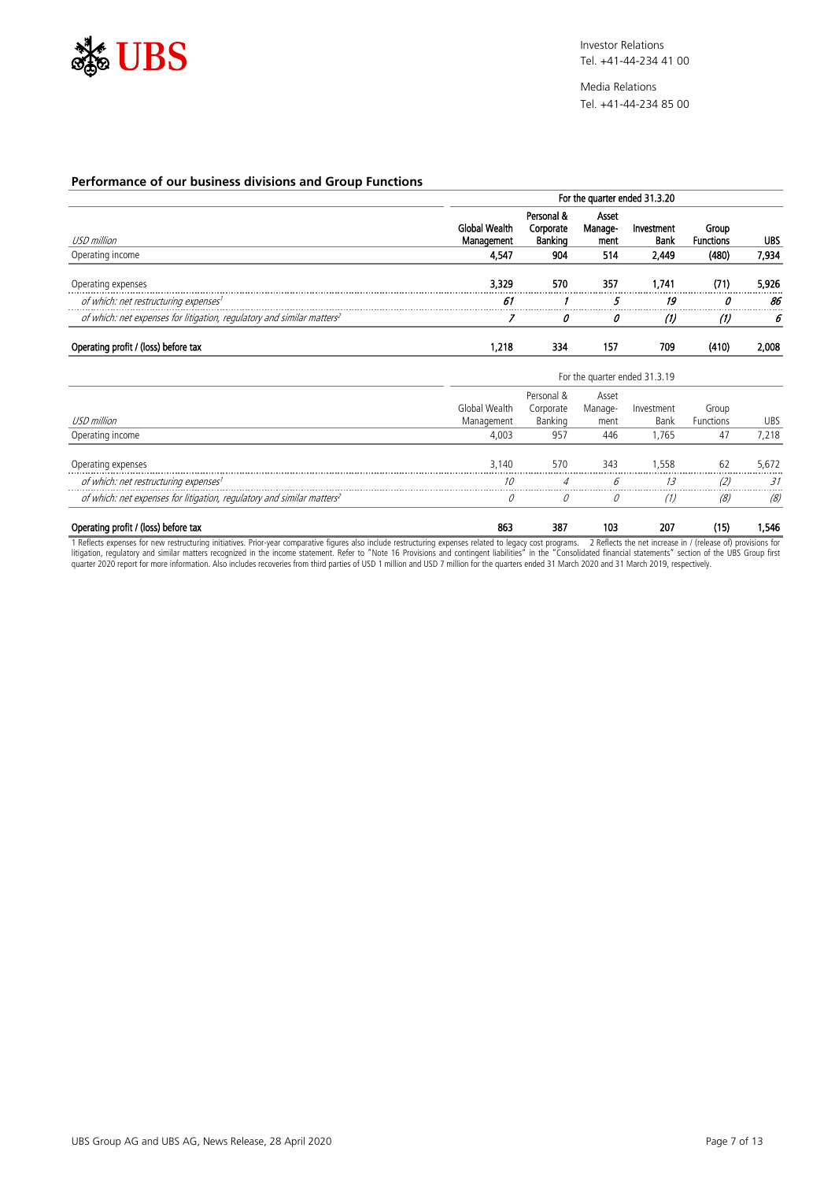## Performance of our business divisions and Group Functions

| | For the quarter ended 31.3.20 | | | | | |
|---|---|---|---|---|---|---|
| *USD million* | **Global Wealth Management** | **Personal & Corporate Banking** | **Asset Manage-ment** | **Investment Bank** | **Group Functions** | **UBS** |
| Operating income | **4,547** | **904** | **514** | **2,449** | **(480)** | **7,934** |
| Operating expenses | **3,329** | **570** | **357** | **1,741** | **(71)** | **5,926** |
| *of which: net restructuring expenses*[1] | ***61*** | ***1*** | ***5*** | ***19*** | ***0*** | ***86*** |
| *of which: net expenses for litigation, regulatory and similar matters*[2] | ***7*** | ***0*** | ***0*** | ***(1)*** | ***(1)*** | ***6*** |
| **Operating profit / (loss) before tax** | **1,218** | **334** | **157** | **709** | **(410)** | **2,008** |

| | For the quarter ended 31.3.19 | | | | | |
|---|---|---|---|---|---|---|
| *USD million* | Global Wealth Management | Personal & Corporate Banking | Asset Manage-ment | Investment Bank | Group Functions | UBS |
| Operating income | 4,003 | 957 | 446 | 1,765 | 47 | 7,218 |
| Operating expenses | 3,140 | 570 | 343 | 1,558 | 62 | 5,672 |
| *of which: net restructuring expenses*[1] | *10* | *4* | *6* | *13* | *(2)* | *31* |
| *of which: net expenses for litigation, regulatory and similar matters*[2] | *0* | *0* | *0* | *(1)* | *(8)* | *(8)* |
| **Operating profit / (loss) before tax** | 863 | 387 | 103 | 207 | (15) | 1,546 |

1 Reflects expenses for new restructuring initiatives. Prior-year comparative figures also include restructuring expenses related to legacy cost programs. 2 Reflects the net increase in / (release of) provisions for litigation, regulatory and similar matters recognized in the income statement. Refer to "Note 16 Provisions and contingent liabilities" in the "Consolidated financial statements" section of the UBS Group first quarter 2020 report for more information. Also includes recoveries from third parties of USD 1 million and USD 7 million for the quarters ended 31 March 2020 and 31 March 2019, respectively.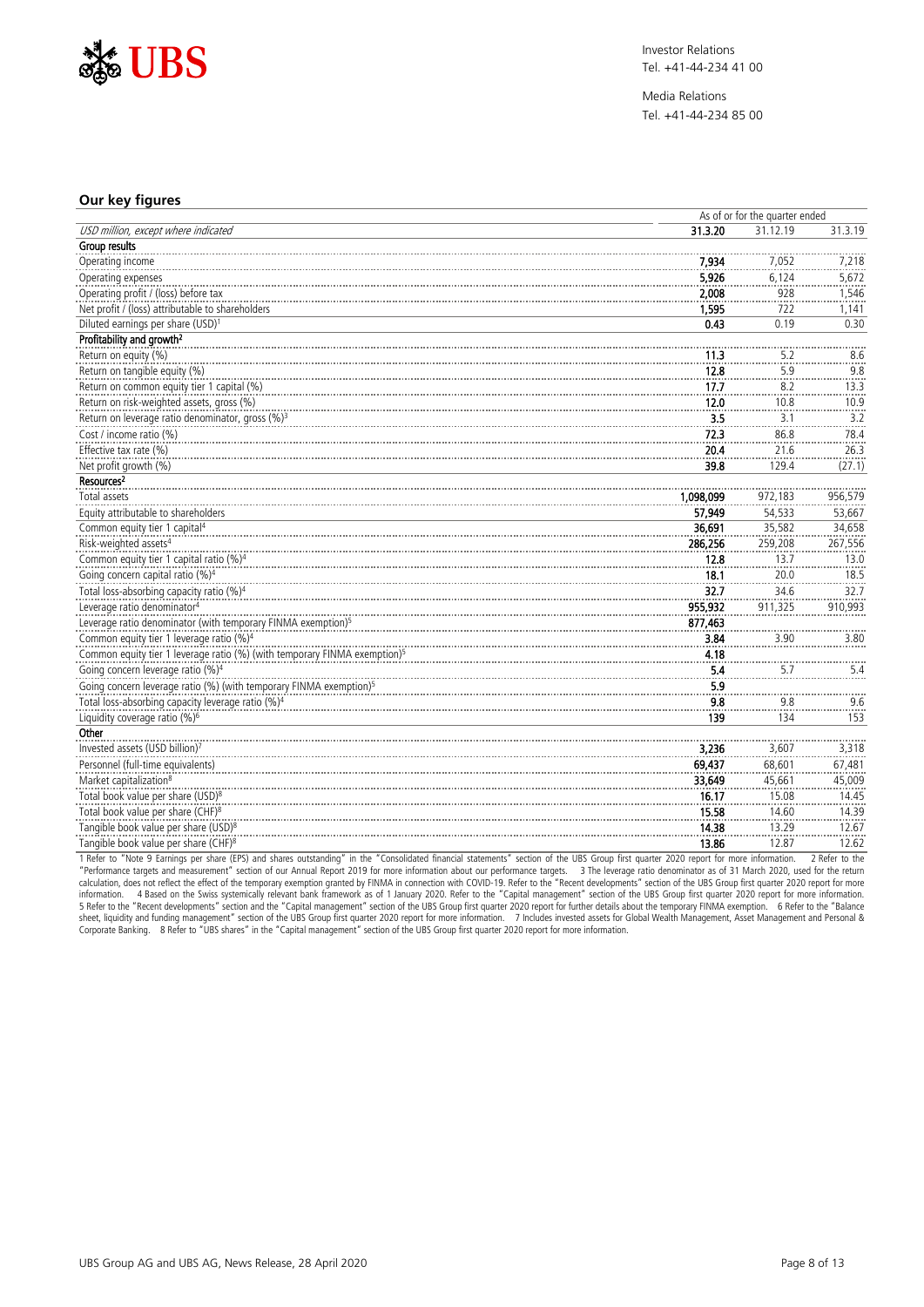## Our key figures

| | As of or for the quarter ended | | |
|---|---|---|---|
| *USD million, except where indicated* | **31.3.20** | 31.12.19 | 31.3.19 |
| **Group results** | | | |
| Operating income | **7,934** | 7,052 | 7,218 |
| Operating expenses | **5,926** | 6,124 | 5,672 |
| Operating profit / (loss) before tax | **2,008** | 928 | 1,546 |
| Net profit / (loss) attributable to shareholders | **1,595** | 722 | 1,141 |
| Diluted earnings per share (USD)[1] | **0.43** | 0.19 | 0.30 |
| **Profitability and growth**[2] | | | |
| Return on equity (%) | **11.3** | 5.2 | 8.6 |
| Return on tangible equity (%) | **12.8** | 5.9 | 9.8 |
| Return on common equity tier 1 capital (%) | **17.7** | 8.2 | 13.3 |
| Return on risk-weighted assets, gross (%) | **12.0** | 10.8 | 10.9 |
| Return on leverage ratio denominator, gross (%)[3] | **3.5** | 3.1 | 3.2 |
| Cost / income ratio (%) | **72.3** | 86.8 | 78.4 |
| Effective tax rate (%) | **20.4** | 21.6 | 26.3 |
| Net profit growth (%) | **39.8** | 129.4 | (27.1) |
| **Resources**[2] | | | |
| Total assets | **1,098,099** | 972,183 | 956,579 |
| Equity attributable to shareholders | **57,949** | 54,533 | 53,667 |
| Common equity tier 1 capital[4] | **36,691** | 35,582 | 34,658 |
| Risk-weighted assets[4] | **286,256** | 259,208 | 267,556 |
| Common equity tier 1 capital ratio (%)[4] | **12.8** | 13.7 | 13.0 |
| Going concern capital ratio (%)[4] | **18.1** | 20.0 | 18.5 |
| Total loss-absorbing capacity ratio (%)[4] | **32.7** | 34.6 | 32.7 |
| Leverage ratio denominator[4] | **955,932** | 911,325 | 910,993 |
| Leverage ratio denominator (with temporary FINMA exemption)[5] | **877,463** | | |
| Common equity tier 1 leverage ratio (%)[4] | **3.84** | 3.90 | 3.80 |
| Common equity tier 1 leverage ratio (%) (with temporary FINMA exemption)[5] | **4.18** | | |
| Going concern leverage ratio (%)[4] | **5.4** | 5.7 | 5.4 |
| Going concern leverage ratio (%) (with temporary FINMA exemption)[5] | **5.9** | | |
| Total loss-absorbing capacity leverage ratio (%)[4] | **9.8** | 9.8 | 9.6 |
| Liquidity coverage ratio (%)[6] | **139** | 134 | 153 |
| **Other** | | | |
| Invested assets (USD billion)[7] | **3,236** | 3,607 | 3,318 |
| Personnel (full-time equivalents) | **69,437** | 68,601 | 67,481 |
| Market capitalization[8] | **33,649** | 45,661 | 45,009 |
| Total book value per share (USD)[8] | **16.17** | 15.08 | 14.45 |
| Total book value per share (CHF)[8] | **15.58** | 14.60 | 14.39 |
| Tangible book value per share (USD)[8] | **14.38** | 13.29 | 12.67 |
| Tangible book value per share (CHF)[8] | **13.86** | 12.87 | 12.62 |

1 Refer to "Note 9 Earnings per share (EPS) and shares outstanding" in the "Consolidated financial statements" section of the UBS Group first quarter 2020 report for more information. 2 Refer to the "Performance targets and measurement" section of our Annual Report 2019 for more information about our performance targets. 3 The leverage ratio denominator as of 31 March 2020, used for the return calculation, does not reflect the effect of the temporary exemption granted by FINMA in connection with COVID-19. Refer to the "Recent developments" section of the UBS Group first quarter 2020 report for more information. 4 Based on the Swiss systemically relevant bank framework as of 1 January 2020. Refer to the "Capital management" section of the UBS Group first quarter 2020 report for more information. 5 Refer to the "Recent developments" section and the "Capital management" section of the UBS Group first quarter 2020 report for further details about the temporary FINMA exemption. 6 Refer to the "Balance sheet, liquidity and funding management" section of the UBS Group first quarter 2020 report for more information. 7 Includes invested assets for Global Wealth Management, Asset Management and Personal & Corporate Banking. 8 Refer to "UBS shares" in the "Capital management" section of the UBS Group first quarter 2020 report for more information.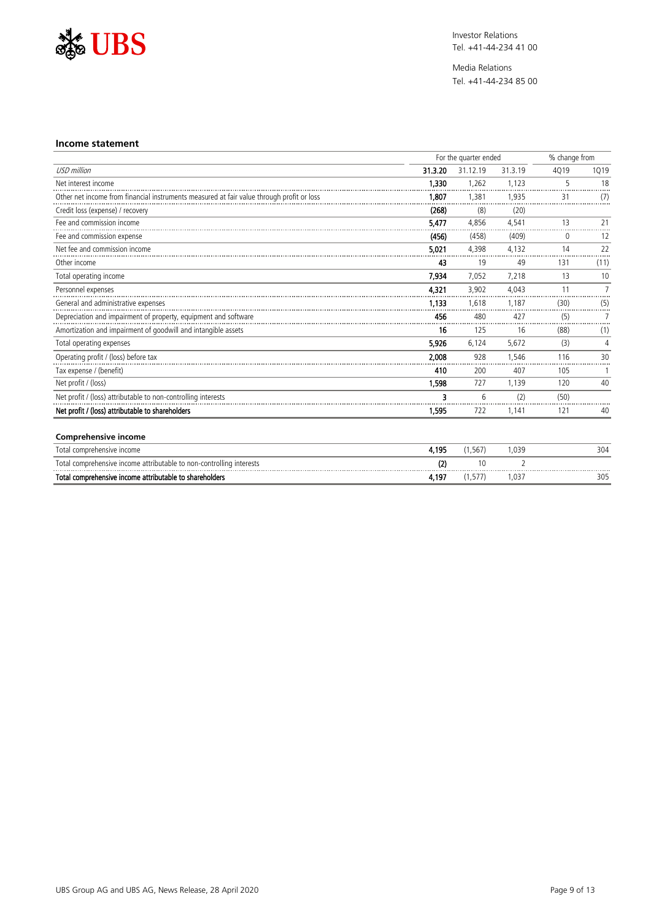Investor Relations
Tel. +41-44-234 41 00

Media Relations
Tel. +41-44-234 85 00

### Income statement

| | For the quarter ended | | | % change from | |
|---|---|---|---|---|---|
| *USD million* | **31.3.20** | 31.12.19 | 31.3.19 | 4Q19 | 1Q19 |
| Net interest income | **1,330** | 1,262 | 1,123 | 5 | 18 |
| Other net income from financial instruments measured at fair value through profit or loss | **1,807** | 1,381 | 1,935 | 31 | (7) |
| Credit loss (expense) / recovery | **(268)** | (8) | (20) | | |
| Fee and commission income | **5,477** | 4,856 | 4,541 | 13 | 21 |
| Fee and commission expense | **(456)** | (458) | (409) | 0 | 12 |
| Net fee and commission income | **5,021** | 4,398 | 4,132 | 14 | 22 |
| Other income | **43** | 19 | 49 | 131 | (11) |
| Total operating income | **7,934** | 7,052 | 7,218 | 13 | 10 |
| Personnel expenses | **4,321** | 3,902 | 4,043 | 11 | 7 |
| General and administrative expenses | **1,133** | 1,618 | 1,187 | (30) | (5) |
| Depreciation and impairment of property, equipment and software | **456** | 480 | 427 | (5) | 7 |
| Amortization and impairment of goodwill and intangible assets | **16** | 125 | 16 | (88) | (1) |
| Total operating expenses | **5,926** | 6,124 | 5,672 | (3) | 4 |
| Operating profit / (loss) before tax | **2,008** | 928 | 1,546 | 116 | 30 |
| Tax expense / (benefit) | **410** | 200 | 407 | 105 | 1 |
| Net profit / (loss) | **1,598** | 727 | 1,139 | 120 | 40 |
| Net profit / (loss) attributable to non-controlling interests | **3** | 6 | (2) | (50) | |
| **Net profit / (loss) attributable to shareholders** | **1,595** | 722 | 1,141 | 121 | 40 |

### Comprehensive income

| | | | | | |
|---|---|---|---|---|---|
| Total comprehensive income | **4,195** | (1,567) | 1,039 | | 304 |
| Total comprehensive income attributable to non-controlling interests | **(2)** | 10 | 2 | | |
| **Total comprehensive income attributable to shareholders** | **4,197** | (1,577) | 1,037 | | 305 |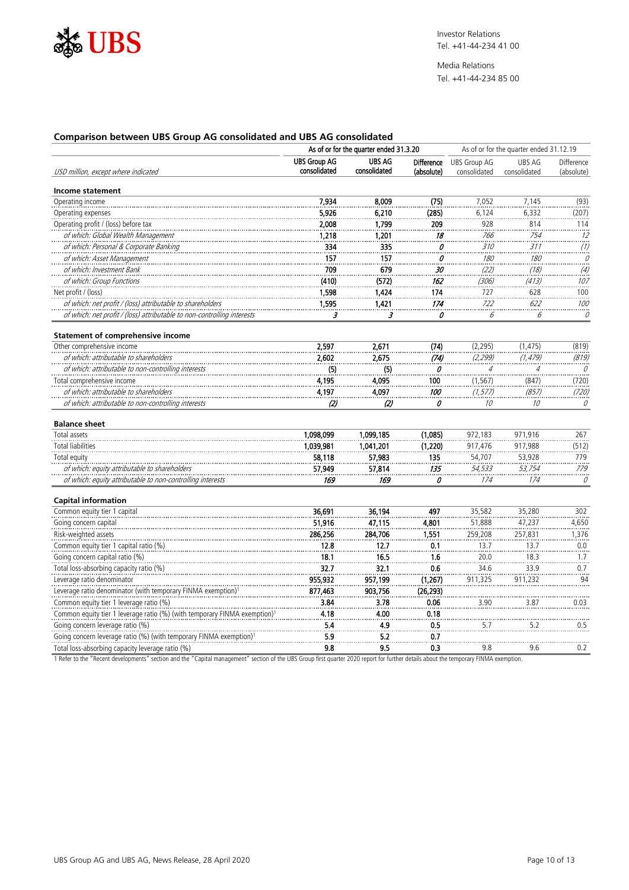## Comparison between UBS Group AG consolidated and UBS AG consolidated

| USD million, except where indicated | As of or for the quarter ended 31.3.20 | | | As of or for the quarter ended 31.12.19 | | |
|---|---|---|---|---|---|---|
| | **UBS Group AG consolidated** | **UBS AG consolidated** | **Difference (absolute)** | UBS Group AG consolidated | UBS AG consolidated | Difference (absolute) |
| **Income statement** | | | | | | |
| Operating income | **7,934** | **8,009** | **(75)** | 7,052 | 7,145 | (93) |
| Operating expenses | **5,926** | **6,210** | **(285)** | 6,124 | 6,332 | (207) |
| Operating profit / (loss) before tax | **2,008** | **1,799** | **209** | 928 | 814 | 114 |
| *of which: Global Wealth Management* | **1,218** | **1,201** | ***18*** | *766* | *754* | *12* |
| *of which: Personal & Corporate Banking* | **334** | **335** | ***0*** | *310* | *311* | *(1)* |
| *of which: Asset Management* | **157** | **157** | ***0*** | *180* | *180* | *0* |
| *of which: Investment Bank* | **709** | **679** | ***30*** | *(22)* | *(18)* | *(4)* |
| *of which: Group Functions* | **(410)** | **(572)** | ***162*** | *(306)* | *(413)* | *107* |
| Net profit / (loss) | **1,598** | **1,424** | **174** | 727 | 628 | 100 |
| *of which: net profit / (loss) attributable to shareholders* | **1,595** | **1,421** | ***174*** | *722* | *622* | *100* |
| *of which: net profit / (loss) attributable to non-controlling interests* | ***3*** | ***3*** | ***0*** | *6* | *6* | *0* |
| **Statement of comprehensive income** | | | | | | |
| Other comprehensive income | **2,597** | **2,671** | **(74)** | (2,295) | (1,475) | (819) |
| *of which: attributable to shareholders* | **2,602** | **2,675** | ***(74)*** | *(2,299)* | *(1,479)* | *(819)* |
| *of which: attributable to non-controlling interests* | **(5)** | **(5)** | ***0*** | *4* | *4* | *0* |
| Total comprehensive income | **4,195** | **4,095** | **100** | (1,567) | (847) | (720) |
| *of which: attributable to shareholders* | **4,197** | **4,097** | ***100*** | *(1,577)* | *(857)* | *(720)* |
| *of which: attributable to non-controlling interests* | ***(2)*** | ***(2)*** | ***0*** | *10* | *10* | *0* |
| **Balance sheet** | | | | | | |
| Total assets | **1,098,099** | **1,099,185** | **(1,085)** | 972,183 | 971,916 | 267 |
| Total liabilities | **1,039,981** | **1,041,201** | **(1,220)** | 917,476 | 917,988 | (512) |
| Total equity | **58,118** | **57,983** | **135** | 54,707 | 53,928 | 779 |
| *of which: equity attributable to shareholders* | **57,949** | **57,814** | ***135*** | *54,533* | *53,754* | *779* |
| *of which: equity attributable to non-controlling interests* | ***169*** | ***169*** | ***0*** | *174* | *174* | *0* |
| **Capital information** | | | | | | |
| Common equity tier 1 capital | **36,691** | **36,194** | **497** | 35,582 | 35,280 | 302 |
| Going concern capital | **51,916** | **47,115** | **4,801** | 51,888 | 47,237 | 4,650 |
| Risk-weighted assets | **286,256** | **284,706** | **1,551** | 259,208 | 257,831 | 1,376 |
| Common equity tier 1 capital ratio (%) | **12.8** | **12.7** | **0.1** | 13.7 | 13.7 | 0.0 |
| Going concern capital ratio (%) | **18.1** | **16.5** | **1.6** | 20.0 | 18.3 | 1.7 |
| Total loss-absorbing capacity ratio (%) | **32.7** | **32.1** | **0.6** | 34.6 | 33.9 | 0.7 |
| Leverage ratio denominator | **955,932** | **957,199** | **(1,267)** | 911,325 | 911,232 | 94 |
| Leverage ratio denominator (with temporary FINMA exemption)[1] | **877,463** | **903,756** | **(26,293)** | | | |
| Common equity tier 1 leverage ratio (%) | **3.84** | **3.78** | **0.06** | 3.90 | 3.87 | 0.03 |
| Common equity tier 1 leverage ratio (%) (with temporary FINMA exemption)[1] | **4.18** | **4.00** | **0.18** | | | |
| Going concern leverage ratio (%) | **5.4** | **4.9** | **0.5** | 5.7 | 5.2 | 0.5 |
| Going concern leverage ratio (%) (with temporary FINMA exemption)[1] | **5.9** | **5.2** | **0.7** | | | |
| Total loss-absorbing capacity leverage ratio (%) | **9.8** | **9.5** | **0.3** | 9.8 | 9.6 | 0.2 |

1 Refer to the "Recent developments" section and the "Capital management" section of the UBS Group first quarter 2020 report for further details about the temporary FINMA exemption.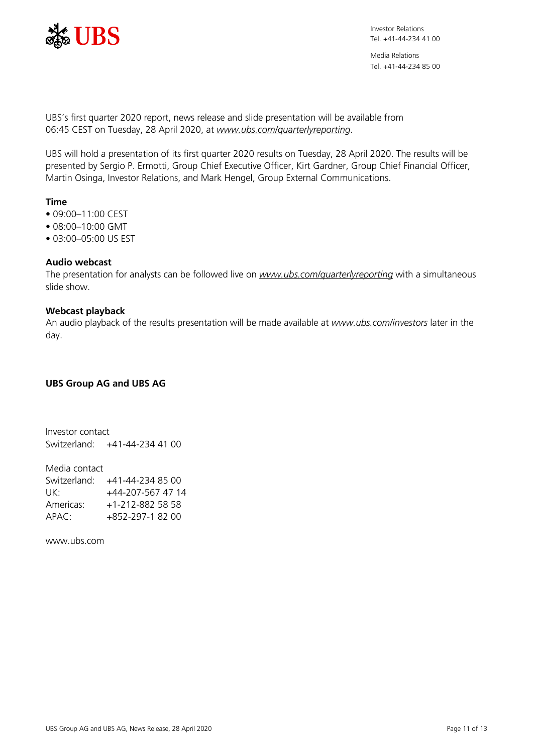Investor Relations
Tel. +41-44-234 41 00

Media Relations
Tel. +41-44-234 85 00

UBS's first quarter 2020 report, news release and slide presentation will be available from 06:45 CEST on Tuesday, 28 April 2020, at *www.ubs.com/quarterlyreporting*.

UBS will hold a presentation of its first quarter 2020 results on Tuesday, 28 April 2020. The results will be presented by Sergio P. Ermotti, Group Chief Executive Officer, Kirt Gardner, Group Chief Financial Officer, Martin Osinga, Investor Relations, and Mark Hengel, Group External Communications.

**Time**

- 09:00–11:00 CEST
- 08:00–10:00 GMT
- 03:00–05:00 US EST

**Audio webcast**

The presentation for analysts can be followed live on *www.ubs.com/quarterlyreporting* with a simultaneous slide show.

**Webcast playback**

An audio playback of the results presentation will be made available at *www.ubs.com/investors* later in the day.

**UBS Group AG and UBS AG**

Investor contact
Switzerland: +41-44-234 41 00

Media contact
Switzerland: +41-44-234 85 00
UK: +44-207-567 47 14
Americas: +1-212-882 58 58
APAC: +852-297-1 82 00

www.ubs.com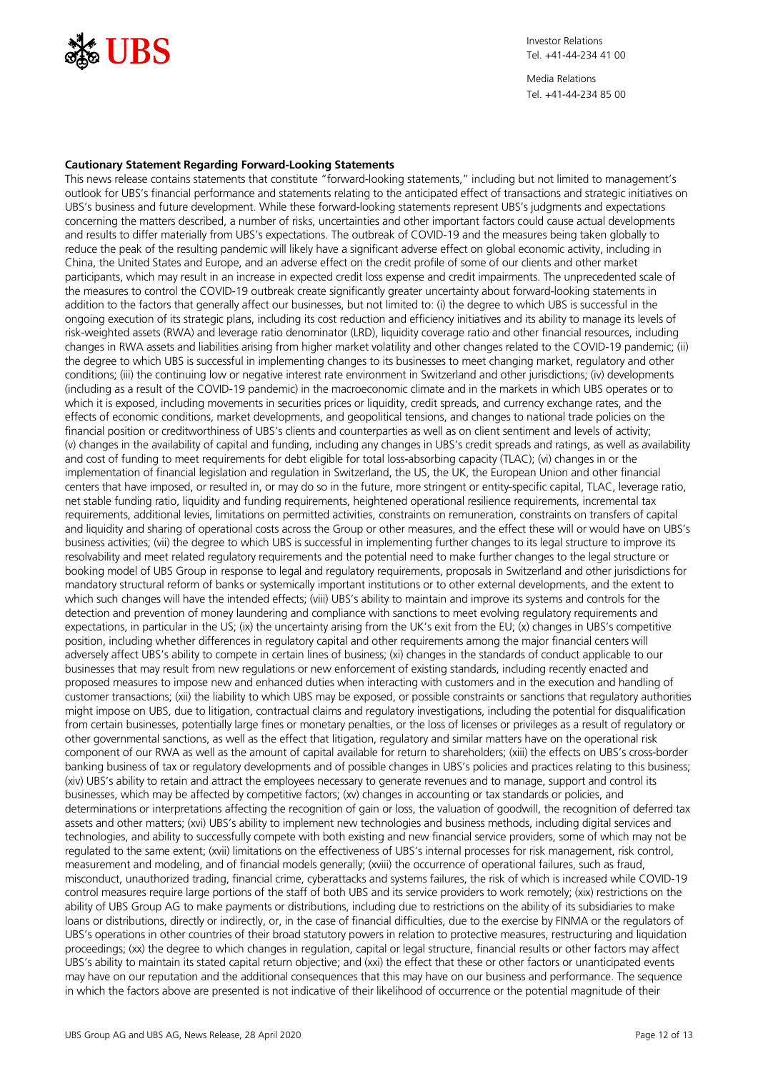Investor Relations
Tel. +41-44-234 41 00

Media Relations
Tel. +41-44-234 85 00

**Cautionary Statement Regarding Forward-Looking Statements**

This news release contains statements that constitute "forward-looking statements," including but not limited to management's outlook for UBS's financial performance and statements relating to the anticipated effect of transactions and strategic initiatives on UBS's business and future development. While these forward-looking statements represent UBS's judgments and expectations concerning the matters described, a number of risks, uncertainties and other important factors could cause actual developments and results to differ materially from UBS's expectations. The outbreak of COVID-19 and the measures being taken globally to reduce the peak of the resulting pandemic will likely have a significant adverse effect on global economic activity, including in China, the United States and Europe, and an adverse effect on the credit profile of some of our clients and other market participants, which may result in an increase in expected credit loss expense and credit impairments. The unprecedented scale of the measures to control the COVID-19 outbreak create significantly greater uncertainty about forward-looking statements in addition to the factors that generally affect our businesses, but not limited to: (i) the degree to which UBS is successful in the ongoing execution of its strategic plans, including its cost reduction and efficiency initiatives and its ability to manage its levels of risk-weighted assets (RWA) and leverage ratio denominator (LRD), liquidity coverage ratio and other financial resources, including changes in RWA assets and liabilities arising from higher market volatility and other changes related to the COVID-19 pandemic; (ii) the degree to which UBS is successful in implementing changes to its businesses to meet changing market, regulatory and other conditions; (iii) the continuing low or negative interest rate environment in Switzerland and other jurisdictions; (iv) developments (including as a result of the COVID-19 pandemic) in the macroeconomic climate and in the markets in which UBS operates or to which it is exposed, including movements in securities prices or liquidity, credit spreads, and currency exchange rates, and the effects of economic conditions, market developments, and geopolitical tensions, and changes to national trade policies on the financial position or creditworthiness of UBS's clients and counterparties as well as on client sentiment and levels of activity; (v) changes in the availability of capital and funding, including any changes in UBS's credit spreads and ratings, as well as availability and cost of funding to meet requirements for debt eligible for total loss-absorbing capacity (TLAC); (vi) changes in or the implementation of financial legislation and regulation in Switzerland, the US, the UK, the European Union and other financial centers that have imposed, or resulted in, or may do so in the future, more stringent or entity-specific capital, TLAC, leverage ratio, net stable funding ratio, liquidity and funding requirements, heightened operational resilience requirements, incremental tax requirements, additional levies, limitations on permitted activities, constraints on remuneration, constraints on transfers of capital and liquidity and sharing of operational costs across the Group or other measures, and the effect these will or would have on UBS's business activities; (vii) the degree to which UBS is successful in implementing further changes to its legal structure to improve its resolvability and meet related regulatory requirements and the potential need to make further changes to the legal structure or booking model of UBS Group in response to legal and regulatory requirements, proposals in Switzerland and other jurisdictions for mandatory structural reform of banks or systemically important institutions or to other external developments, and the extent to which such changes will have the intended effects; (viii) UBS's ability to maintain and improve its systems and controls for the detection and prevention of money laundering and compliance with sanctions to meet evolving regulatory requirements and expectations, in particular in the US; (ix) the uncertainty arising from the UK's exit from the EU; (x) changes in UBS's competitive position, including whether differences in regulatory capital and other requirements among the major financial centers will adversely affect UBS's ability to compete in certain lines of business; (xi) changes in the standards of conduct applicable to our businesses that may result from new regulations or new enforcement of existing standards, including recently enacted and proposed measures to impose new and enhanced duties when interacting with customers and in the execution and handling of customer transactions; (xii) the liability to which UBS may be exposed, or possible constraints or sanctions that regulatory authorities might impose on UBS, due to litigation, contractual claims and regulatory investigations, including the potential for disqualification from certain businesses, potentially large fines or monetary penalties, or the loss of licenses or privileges as a result of regulatory or other governmental sanctions, as well as the effect that litigation, regulatory and similar matters have on the operational risk component of our RWA as well as the amount of capital available for return to shareholders; (xiii) the effects on UBS's cross-border banking business of tax or regulatory developments and of possible changes in UBS's policies and practices relating to this business; (xiv) UBS's ability to retain and attract the employees necessary to generate revenues and to manage, support and control its businesses, which may be affected by competitive factors; (xv) changes in accounting or tax standards or policies, and determinations or interpretations affecting the recognition of gain or loss, the valuation of goodwill, the recognition of deferred tax assets and other matters; (xvi) UBS's ability to implement new technologies and business methods, including digital services and technologies, and ability to successfully compete with both existing and new financial service providers, some of which may not be regulated to the same extent; (xvii) limitations on the effectiveness of UBS's internal processes for risk management, risk control, measurement and modeling, and of financial models generally; (xviii) the occurrence of operational failures, such as fraud, misconduct, unauthorized trading, financial crime, cyberattacks and systems failures, the risk of which is increased while COVID-19 control measures require large portions of the staff of both UBS and its service providers to work remotely; (xix) restrictions on the ability of UBS Group AG to make payments or distributions, including due to restrictions on the ability of its subsidiaries to make loans or distributions, directly or indirectly, or, in the case of financial difficulties, due to the exercise by FINMA or the regulators of UBS's operations in other countries of their broad statutory powers in relation to protective measures, restructuring and liquidation proceedings; (xx) the degree to which changes in regulation, capital or legal structure, financial results or other factors may affect UBS's ability to maintain its stated capital return objective; and (xxi) the effect that these or other factors or unanticipated events may have on our reputation and the additional consequences that this may have on our business and performance. The sequence in which the factors above are presented is not indicative of their likelihood of occurrence or the potential magnitude of their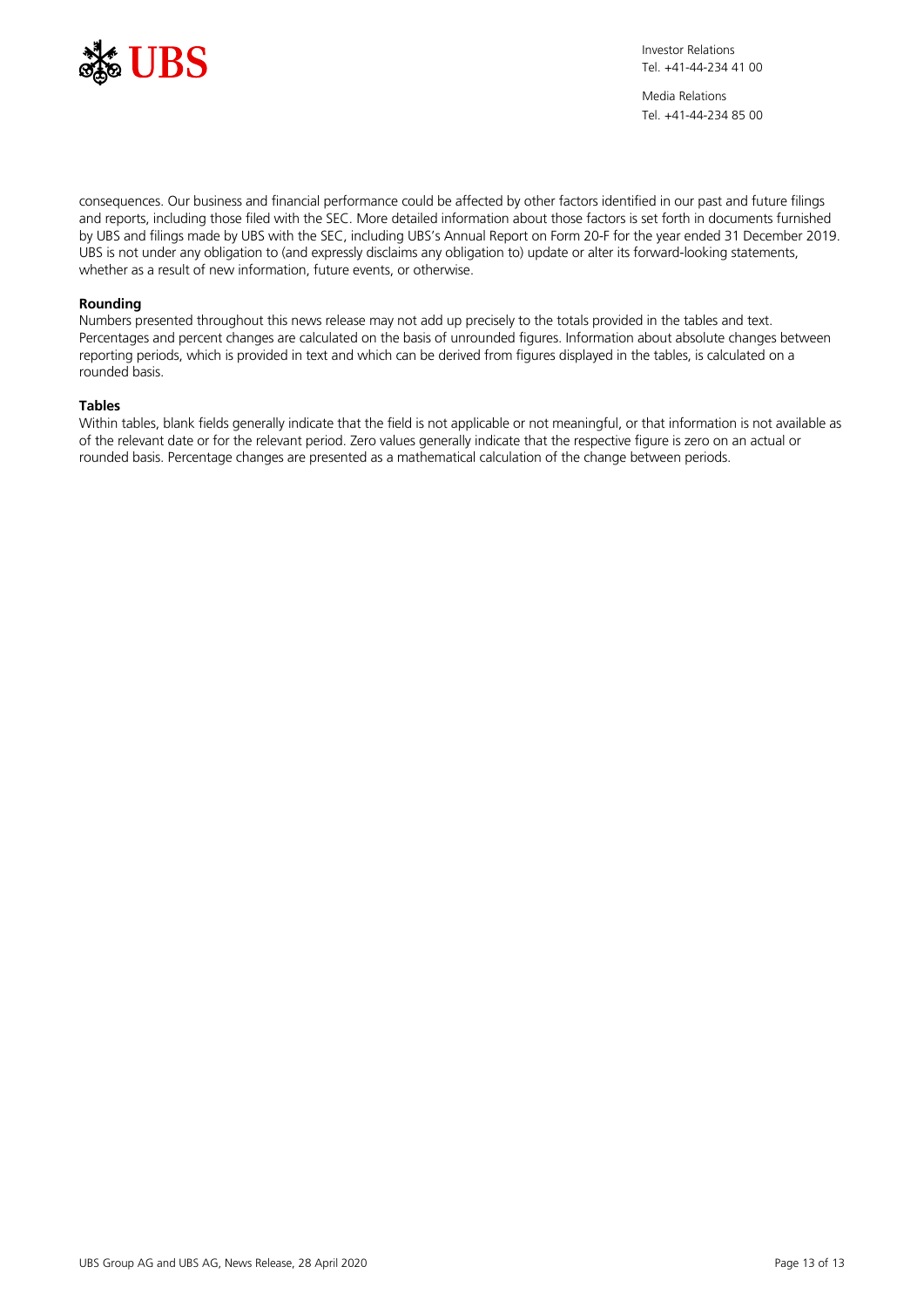consequences. Our business and financial performance could be affected by other factors identified in our past and future filings and reports, including those filed with the SEC. More detailed information about those factors is set forth in documents furnished by UBS and filings made by UBS with the SEC, including UBS's Annual Report on Form 20-F for the year ended 31 December 2019. UBS is not under any obligation to (and expressly disclaims any obligation to) update or alter its forward-looking statements, whether as a result of new information, future events, or otherwise.

**Rounding**
Numbers presented throughout this news release may not add up precisely to the totals provided in the tables and text. Percentages and percent changes are calculated on the basis of unrounded figures. Information about absolute changes between reporting periods, which is provided in text and which can be derived from figures displayed in the tables, is calculated on a rounded basis.

**Tables**
Within tables, blank fields generally indicate that the field is not applicable or not meaningful, or that information is not available as of the relevant date or for the relevant period. Zero values generally indicate that the respective figure is zero on an actual or rounded basis. Percentage changes are presented as a mathematical calculation of the change between periods.